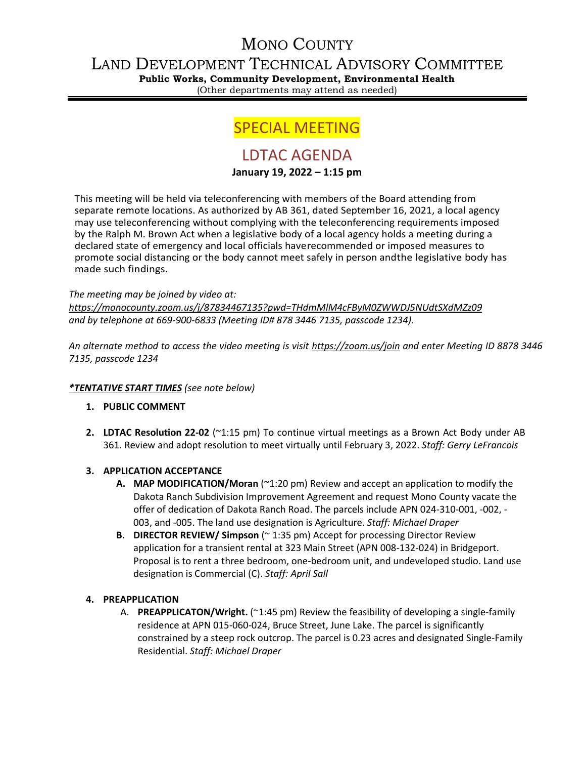# MONO COUNTY

# LAND DEVELOPMENT TECHNICAL ADVISORY COMMITTEE

**Public Works, Community Development, Environmental Health**

(Other departments may attend as needed)

## SPECIAL MEETING

## LDTAC AGENDA

**January 19, 2022 – 1:15 pm**

This meeting will be held via teleconferencing with members of the Board attending from separate remote locations. As authorized by AB 361, dated September 16, 2021, a local agency may use teleconferencing without complying with the teleconferencing requirements imposed by the Ralph M. Brown Act when a legislative body of a local agency holds a meeting during a declared state of emergency and local officials haverecommended or imposed measures to promote social distancing or the body cannot meet safely in person andthe legislative body has made such findings.

*The meeting may be joined by video at:*
*https://monocounty.zoom.us/j/87834467135?pwd=THdmMlM4cFByM0ZWWDJ5NUdtSXdMZz09*
*and by telephone at 669-900-6833 (Meeting ID# 878 3446 7135, passcode 1234).*

*An alternate method to access the video meeting is visit https://zoom.us/join and enter Meeting ID 8878 3446 7135, passcode 1234*

***\*TENTATIVE START TIMES*** *(see note below)*

1. **PUBLIC COMMENT**

2. **LDTAC Resolution 22-02** (~1:15 pm) To continue virtual meetings as a Brown Act Body under AB 361. Review and adopt resolution to meet virtually until February 3, 2022. *Staff: Gerry LeFrancois*

3. **APPLICATION ACCEPTANCE**
   - **A. MAP MODIFICATION/Moran** (~1:20 pm) Review and accept an application to modify the Dakota Ranch Subdivision Improvement Agreement and request Mono County vacate the offer of dedication of Dakota Ranch Road. The parcels include APN 024-310-001, -002, -003, and -005. The land use designation is Agriculture. *Staff: Michael Draper*
   - **B. DIRECTOR REVIEW/ Simpson** (~ 1:35 pm) Accept for processing Director Review application for a transient rental at 323 Main Street (APN 008-132-024) in Bridgeport. Proposal is to rent a three bedroom, one-bedroom unit, and undeveloped studio. Land use designation is Commercial (C). *Staff: April Sall*

4. **PREAPPLICATION**
   - A. **PREAPPLICATON/Wright.** (~1:45 pm) Review the feasibility of developing a single-family residence at APN 015-060-024, Bruce Street, June Lake. The parcel is significantly constrained by a steep rock outcrop. The parcel is 0.23 acres and designated Single-Family Residential. *Staff: Michael Draper*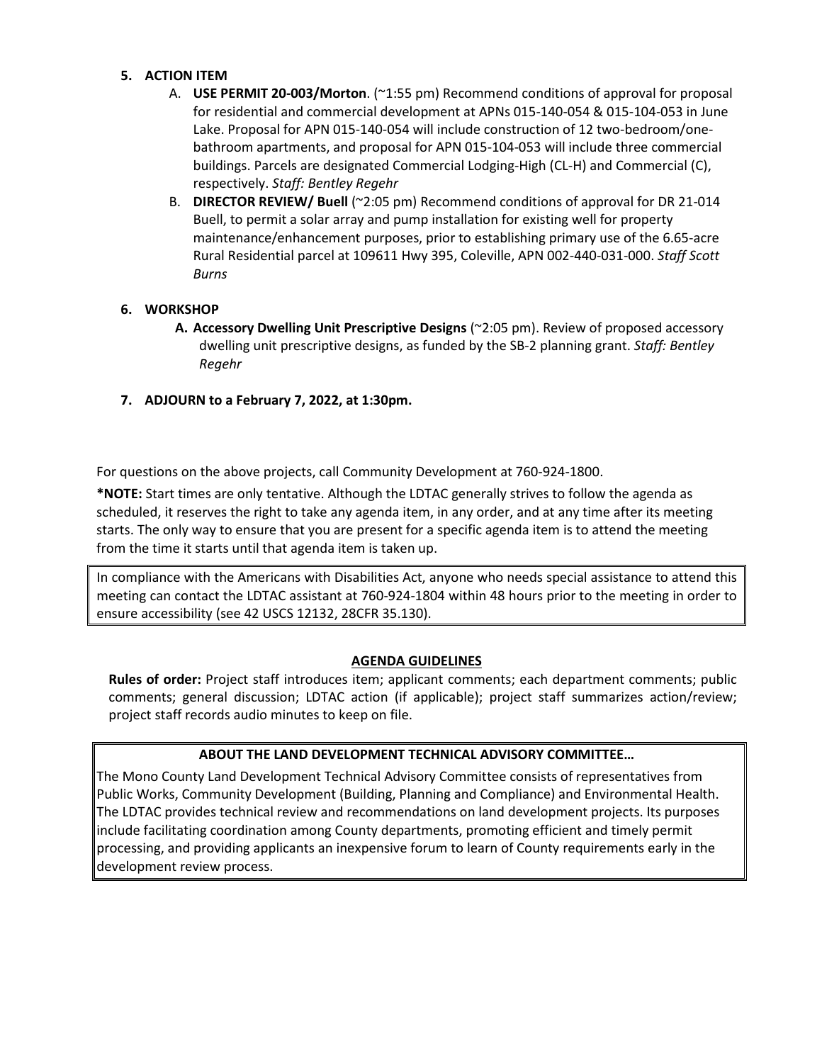5. **ACTION ITEM**
   A. **USE PERMIT 20-003/Morton**. (~1:55 pm) Recommend conditions of approval for proposal for residential and commercial development at APNs 015-140-054 & 015-104-053 in June Lake. Proposal for APN 015-140-054 will include construction of 12 two-bedroom/one-bathroom apartments, and proposal for APN 015-104-053 will include three commercial buildings. Parcels are designated Commercial Lodging-High (CL-H) and Commercial (C), respectively. *Staff: Bentley Regehr*
   B. **DIRECTOR REVIEW/ Buell** (~2:05 pm) Recommend conditions of approval for DR 21-014 Buell, to permit a solar array and pump installation for existing well for property maintenance/enhancement purposes, prior to establishing primary use of the 6.65-acre Rural Residential parcel at 109611 Hwy 395, Coleville, APN 002-440-031-000. *Staff Scott Burns*

6. **WORKSHOP**
   **A. Accessory Dwelling Unit Prescriptive Designs** (~2:05 pm). Review of proposed accessory dwelling unit prescriptive designs, as funded by the SB-2 planning grant. *Staff: Bentley Regehr*

7. **ADJOURN to a February 7, 2022, at 1:30pm.**

For questions on the above projects, call Community Development at 760-924-1800.

***NOTE:** Start times are only tentative. Although the LDTAC generally strives to follow the agenda as scheduled, it reserves the right to take any agenda item, in any order, and at any time after its meeting starts. The only way to ensure that you are present for a specific agenda item is to attend the meeting from the time it starts until that agenda item is taken up.

In compliance with the Americans with Disabilities Act, anyone who needs special assistance to attend this meeting can contact the LDTAC assistant at 760-924-1804 within 48 hours prior to the meeting in order to ensure accessibility (see 42 USCS 12132, 28CFR 35.130).

## AGENDA GUIDELINES

**Rules of order:** Project staff introduces item; applicant comments; each department comments; public comments; general discussion; LDTAC action (if applicable); project staff summarizes action/review; project staff records audio minutes to keep on file.

### ABOUT THE LAND DEVELOPMENT TECHNICAL ADVISORY COMMITTEE…

The Mono County Land Development Technical Advisory Committee consists of representatives from Public Works, Community Development (Building, Planning and Compliance) and Environmental Health. The LDTAC provides technical review and recommendations on land development projects. Its purposes include facilitating coordination among County departments, promoting efficient and timely permit processing, and providing applicants an inexpensive forum to learn of County requirements early in the development review process.